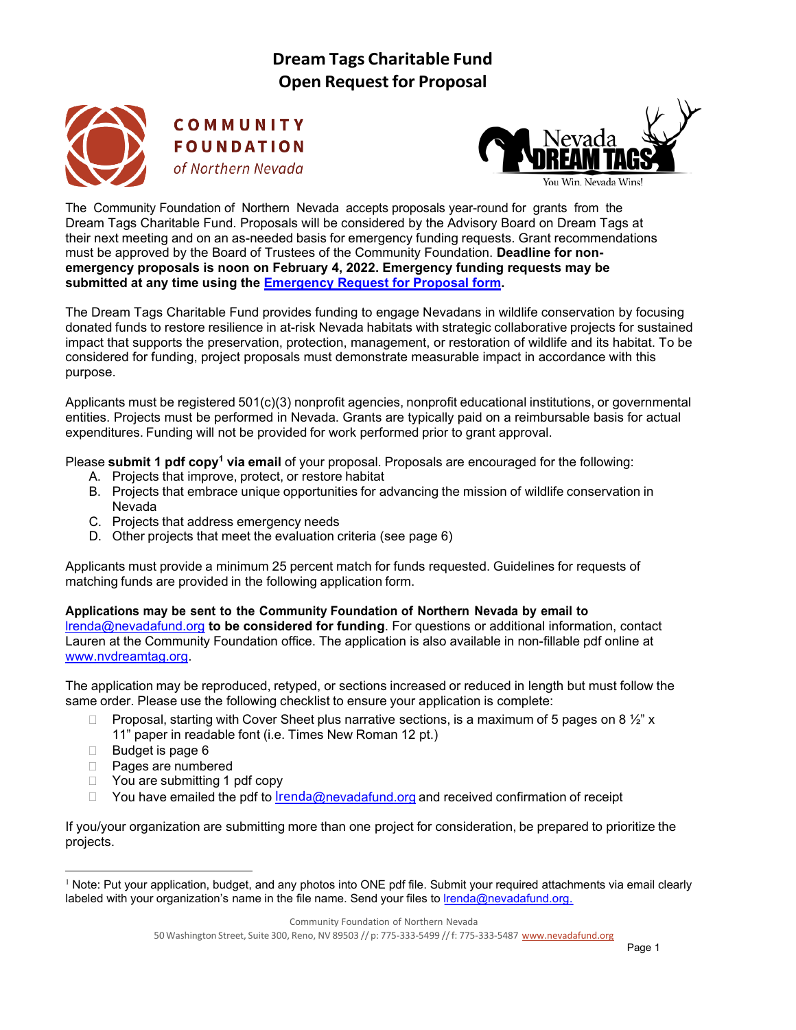# Dream Tags Charitable Fund
# Open Request for Proposal

**COMMUNITY FOUNDATION** *of Northern Nevada*

Nevada DREAM TAGS
You Win. Nevada Wins!

The Community Foundation of Northern Nevada accepts proposals year-round for grants from the Dream Tags Charitable Fund. Proposals will be considered by the Advisory Board on Dream Tags at their next meeting and on an as-needed basis for emergency funding requests. Grant recommendations must be approved by the Board of Trustees of the Community Foundation. **Deadline for non-emergency proposals is noon on February 4, 2022. Emergency funding requests may be submitted at any time using the Emergency Request for Proposal form.**

The Dream Tags Charitable Fund provides funding to engage Nevadans in wildlife conservation by focusing donated funds to restore resilience in at-risk Nevada habitats with strategic collaborative projects for sustained impact that supports the preservation, protection, management, or restoration of wildlife and its habitat. To be considered for funding, project proposals must demonstrate measurable impact in accordance with this purpose.

Applicants must be registered 501(c)(3) nonprofit agencies, nonprofit educational institutions, or governmental entities. Projects must be performed in Nevada. Grants are typically paid on a reimbursable basis for actual expenditures. Funding will not be provided for work performed prior to grant approval.

Please **submit 1 pdf copy[1] via email** of your proposal. Proposals are encouraged for the following:

A. Projects that improve, protect, or restore habitat
B. Projects that embrace unique opportunities for advancing the mission of wildlife conservation in Nevada
C. Projects that address emergency needs
D. Other projects that meet the evaluation criteria (see page 6)

Applicants must provide a minimum 25 percent match for funds requested. Guidelines for requests of matching funds are provided in the following application form.

**Applications may be sent to the Community Foundation of Northern Nevada by email to** lrenda@nevadafund.org **to be considered for funding**. For questions or additional information, contact Lauren at the Community Foundation office. The application is also available in non-fillable pdf online at www.nvdreamtag.org.

The application may be reproduced, retyped, or sections increased or reduced in length but must follow the same order. Please use the following checklist to ensure your application is complete:

- ☐ Proposal, starting with Cover Sheet plus narrative sections, is a maximum of 5 pages on 8 ½" x 11" paper in readable font (i.e. Times New Roman 12 pt.)
- ☐ Budget is page 6
- ☐ Pages are numbered
- ☐ You are submitting 1 pdf copy
- ☐ You have emailed the pdf to lrenda@nevadafund.org and received confirmation of receipt

If you/your organization are submitting more than one project for consideration, be prepared to prioritize the projects.

---

[1] Note: Put your application, budget, and any photos into ONE pdf file. Submit your required attachments via email clearly labeled with your organization's name in the file name. Send your files to lrenda@nevadafund.org.

Community Foundation of Northern Nevada
50 Washington Street, Suite 300, Reno, NV 89503 // p: 775-333-5499 // f: 775-333-5487 www.nevadafund.org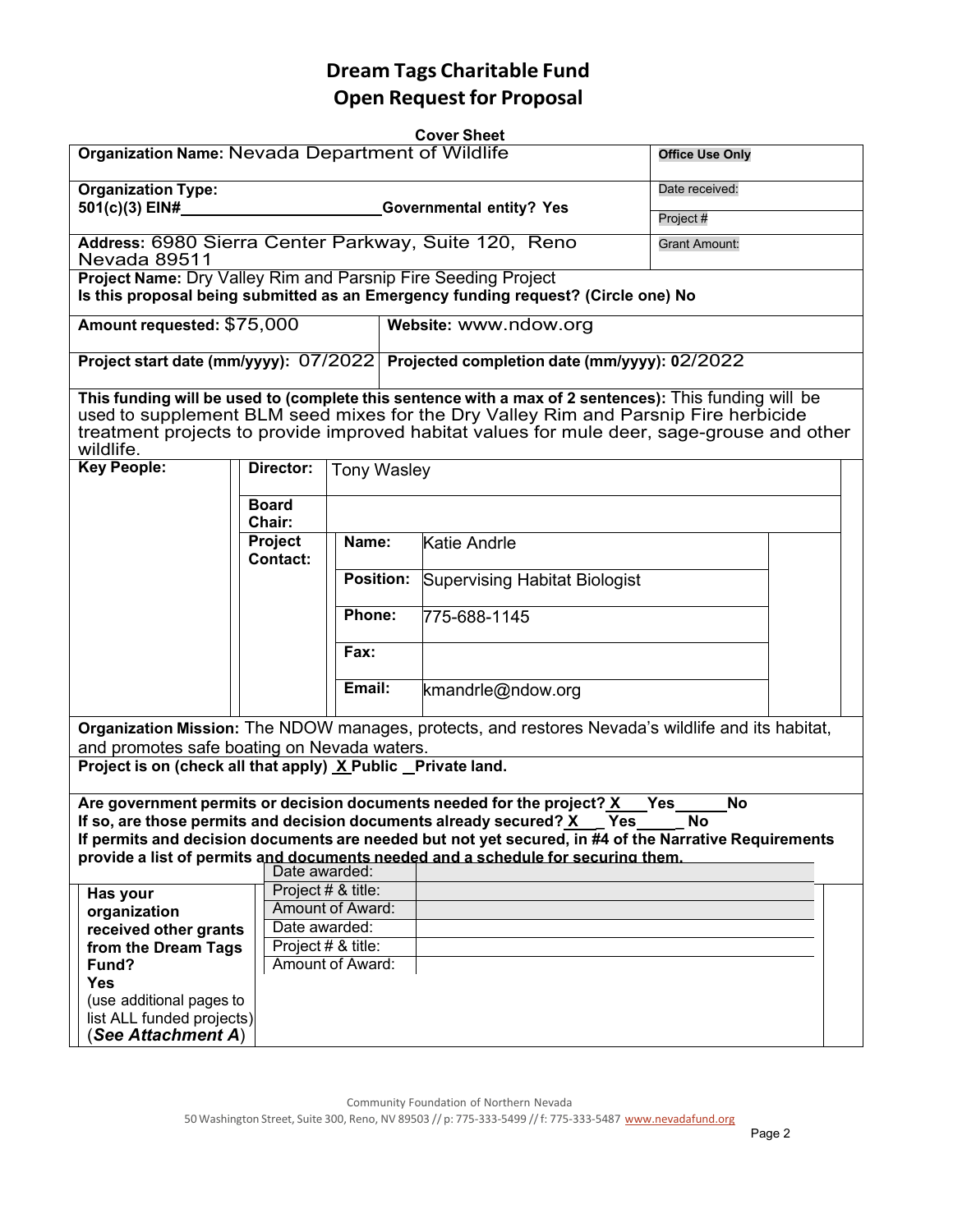# Dream Tags Charitable Fund
# Open Request for Proposal

**Cover Sheet**

| | |
|---|---|
| **Organization Name:** Nevada Department of Wildlife | **Office Use Only** |
| **Organization Type:** 501(c)(3) EIN#________________________ **Governmental entity? Yes** | Date received: |
| | Project # |
| **Address:** 6980 Sierra Center Parkway, Suite 120, Reno Nevada 89511 | Grant Amount: |

**Project Name:** Dry Valley Rim and Parsnip Fire Seeding Project

**Is this proposal being submitted as an Emergency funding request? (Circle one) No**

| | |
|---|---|
| **Amount requested:** $75,000 | **Website:** www.ndow.org |
| **Project start date (mm/yyyy):** 07/2022 | **Projected completion date (mm/yyyy):** 02/2022 |

**This funding will be used to (complete this sentence with a max of 2 sentences):** This funding will be used to supplement BLM seed mixes for the Dry Valley Rim and Parsnip Fire herbicide treatment projects to provide improved habitat values for mule deer, sage-grouse and other wildlife.

| **Key People:** | | | |
|---|---|---|---|
| | **Director:** | Tony Wasley | |
| | **Board Chair:** | | |
| | **Project Contact:** | **Name:** | Katie Andrle |
| | | **Position:** | Supervising Habitat Biologist |
| | | **Phone:** | 775-688-1145 |
| | | **Fax:** | |
| | | **Email:** | kmandrle@ndow.org |

**Organization Mission:** The NDOW manages, protects, and restores Nevada's wildlife and its habitat, and promotes safe boating on Nevada waters.

**Project is on (check all that apply) _X_ Public __Private land.**

**Are government permits or decision documents needed for the project? _X_ Yes ______ No**

**If so, are those permits and decision documents already secured? _X_ Yes _____ No**

**If permits and decision documents are needed but not yet secured, in #4 of the Narrative Requirements provide a list of permits and documents needed and a schedule for securing them.**

| **Has your organization received other grants from the Dream Tags Fund? Yes** (use additional pages to list ALL funded projects) (***See Attachment A***) | | |
|---|---|---|
| | Date awarded: | |
| | Project # & title: | |
| | Amount of Award: | |
| | Date awarded: | |
| | Project # & title: | |
| | Amount of Award: | |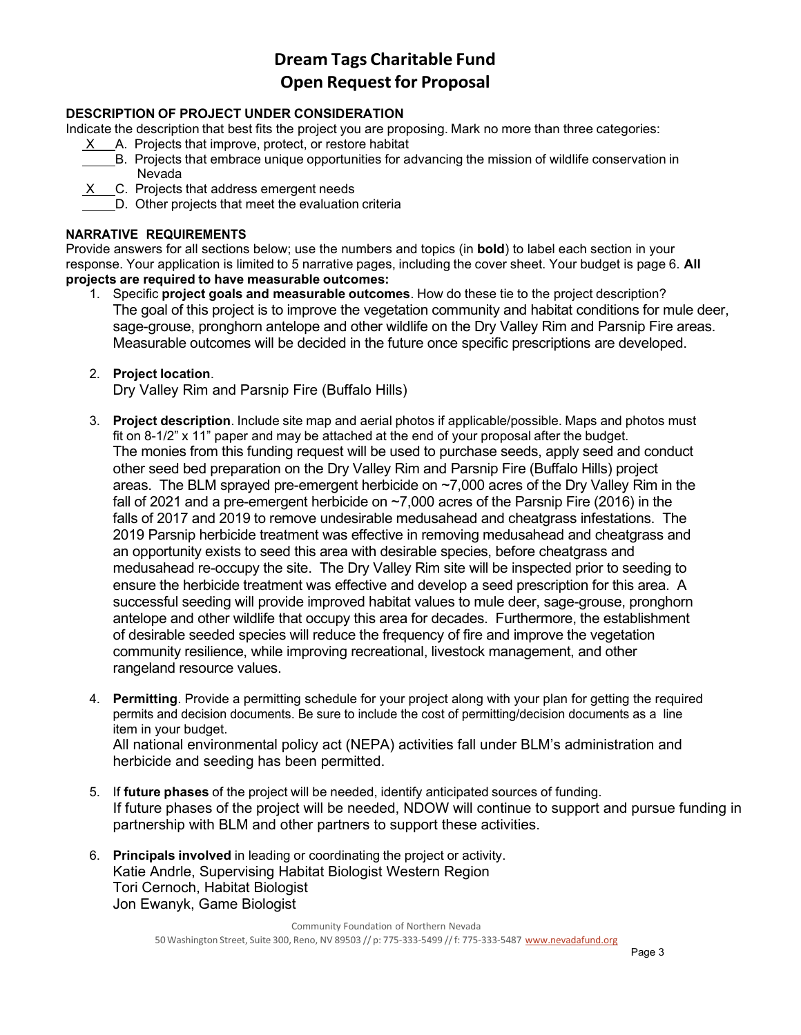# Dream Tags Charitable Fund
# Open Request for Proposal

**DESCRIPTION OF PROJECT UNDER CONSIDERATION**

Indicate the description that best fits the project you are proposing. Mark no more than three categories:

- X A. Projects that improve, protect, or restore habitat
- ___ B. Projects that embrace unique opportunities for advancing the mission of wildlife conservation in Nevada
- X C. Projects that address emergent needs
- ___ D. Other projects that meet the evaluation criteria

**NARRATIVE REQUIREMENTS**

Provide answers for all sections below; use the numbers and topics (in **bold**) to label each section in your response. Your application is limited to 5 narrative pages, including the cover sheet. Your budget is page 6. **All projects are required to have measurable outcomes:**

1. Specific **project goals and measurable outcomes**. How do these tie to the project description?
   The goal of this project is to improve the vegetation community and habitat conditions for mule deer, sage-grouse, pronghorn antelope and other wildlife on the Dry Valley Rim and Parsnip Fire areas. Measurable outcomes will be decided in the future once specific prescriptions are developed.

2. **Project location**.
   Dry Valley Rim and Parsnip Fire (Buffalo Hills)

3. **Project description**. Include site map and aerial photos if applicable/possible. Maps and photos must fit on 8-1/2" x 11" paper and may be attached at the end of your proposal after the budget.
   The monies from this funding request will be used to purchase seeds, apply seed and conduct other seed bed preparation on the Dry Valley Rim and Parsnip Fire (Buffalo Hills) project areas. The BLM sprayed pre-emergent herbicide on ~7,000 acres of the Dry Valley Rim in the fall of 2021 and a pre-emergent herbicide on ~7,000 acres of the Parsnip Fire (2016) in the falls of 2017 and 2019 to remove undesirable medusahead and cheatgrass infestations. The 2019 Parsnip herbicide treatment was effective in removing medusahead and cheatgrass and an opportunity exists to seed this area with desirable species, before cheatgrass and medusahead re-occupy the site. The Dry Valley Rim site will be inspected prior to seeding to ensure the herbicide treatment was effective and develop a seed prescription for this area. A successful seeding will provide improved habitat values to mule deer, sage-grouse, pronghorn antelope and other wildlife that occupy this area for decades. Furthermore, the establishment of desirable seeded species will reduce the frequency of fire and improve the vegetation community resilience, while improving recreational, livestock management, and other rangeland resource values.

4. **Permitting**. Provide a permitting schedule for your project along with your plan for getting the required permits and decision documents. Be sure to include the cost of permitting/decision documents as a line item in your budget.
   All national environmental policy act (NEPA) activities fall under BLM's administration and herbicide and seeding has been permitted.

5. If **future phases** of the project will be needed, identify anticipated sources of funding.
   If future phases of the project will be needed, NDOW will continue to support and pursue funding in partnership with BLM and other partners to support these activities.

6. **Principals involved** in leading or coordinating the project or activity.
   Katie Andrle, Supervising Habitat Biologist Western Region
   Tori Cernoch, Habitat Biologist
   Jon Ewanyk, Game Biologist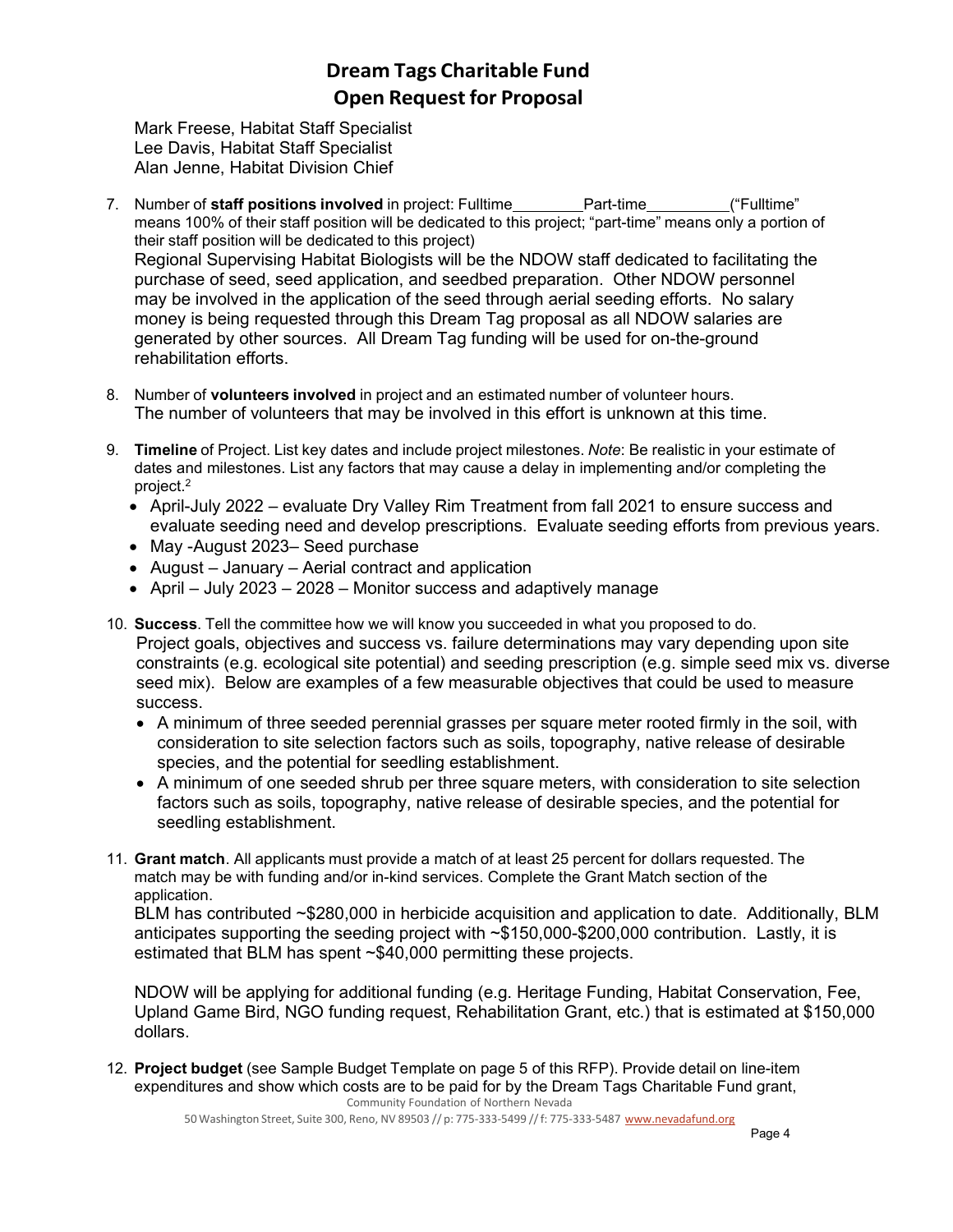Mark Freese, Habitat Staff Specialist
Lee Davis, Habitat Staff Specialist
Alan Jenne, Habitat Division Chief

7. Number of **staff positions involved** in project: Fulltime________Part-time_________("Fulltime" means 100% of their staff position will be dedicated to this project; "part-time" means only a portion of their staff position will be dedicated to this project)
   Regional Supervising Habitat Biologists will be the NDOW staff dedicated to facilitating the purchase of seed, seed application, and seedbed preparation. Other NDOW personnel may be involved in the application of the seed through aerial seeding efforts. No salary money is being requested through this Dream Tag proposal as all NDOW salaries are generated by other sources. All Dream Tag funding will be used for on-the-ground rehabilitation efforts.

8. Number of **volunteers involved** in project and an estimated number of volunteer hours.
   The number of volunteers that may be involved in this effort is unknown at this time.

9. **Timeline** of Project. List key dates and include project milestones. *Note*: Be realistic in your estimate of dates and milestones. List any factors that may cause a delay in implementing and/or completing the project.[2]
   - April-July 2022 – evaluate Dry Valley Rim Treatment from fall 2021 to ensure success and evaluate seeding need and develop prescriptions. Evaluate seeding efforts from previous years.
   - May -August 2023– Seed purchase
   - August – January – Aerial contract and application
   - April – July 2023 – 2028 – Monitor success and adaptively manage

10. **Success**. Tell the committee how we will know you succeeded in what you proposed to do.
    Project goals, objectives and success vs. failure determinations may vary depending upon site constraints (e.g. ecological site potential) and seeding prescription (e.g. simple seed mix vs. diverse seed mix). Below are examples of a few measurable objectives that could be used to measure success.
    - A minimum of three seeded perennial grasses per square meter rooted firmly in the soil, with consideration to site selection factors such as soils, topography, native release of desirable species, and the potential for seedling establishment.
    - A minimum of one seeded shrub per three square meters, with consideration to site selection factors such as soils, topography, native release of desirable species, and the potential for seedling establishment.

11. **Grant match**. All applicants must provide a match of at least 25 percent for dollars requested. The match may be with funding and/or in-kind services. Complete the Grant Match section of the application.
    BLM has contributed ~$280,000 in herbicide acquisition and application to date. Additionally, BLM anticipates supporting the seeding project with ~$150,000-$200,000 contribution. Lastly, it is estimated that BLM has spent ~$40,000 permitting these projects.

    NDOW will be applying for additional funding (e.g. Heritage Funding, Habitat Conservation, Fee, Upland Game Bird, NGO funding request, Rehabilitation Grant, etc.) that is estimated at $150,000 dollars.

12. **Project budget** (see Sample Budget Template on page 5 of this RFP). Provide detail on line-item expenditures and show which costs are to be paid for by the Dream Tags Charitable Fund grant,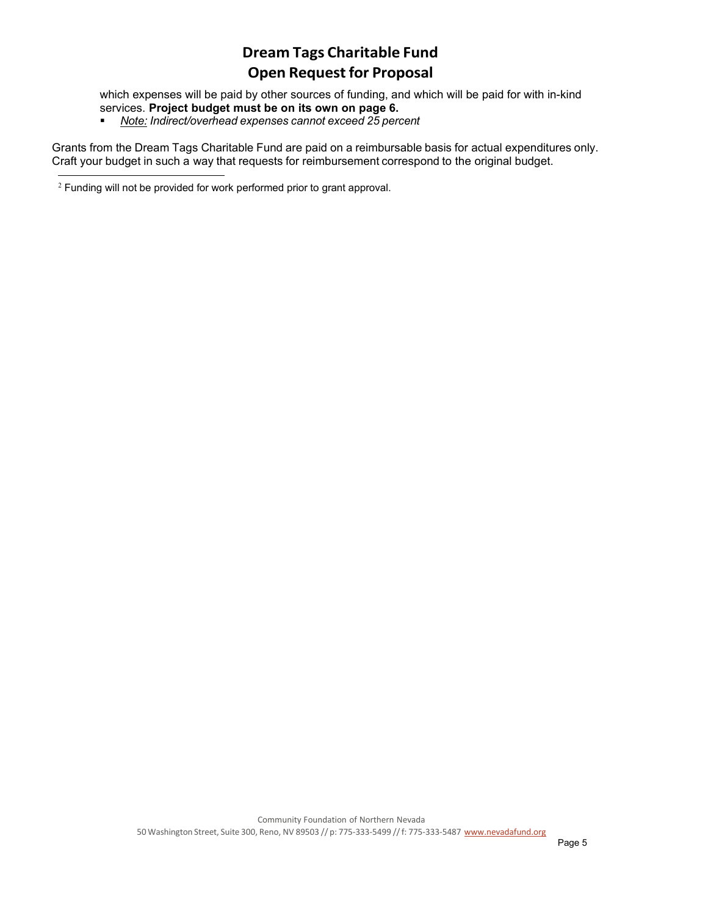which expenses will be paid by other sources of funding, and which will be paid for with in-kind services. **Project budget must be on its own on page 6.**

- *<u>Note:</u> Indirect/overhead expenses cannot exceed 25 percent*

Grants from the Dream Tags Charitable Fund are paid on a reimbursable basis for actual expenditures only. Craft your budget in such a way that requests for reimbursement correspond to the original budget.

[2] Funding will not be provided for work performed prior to grant approval.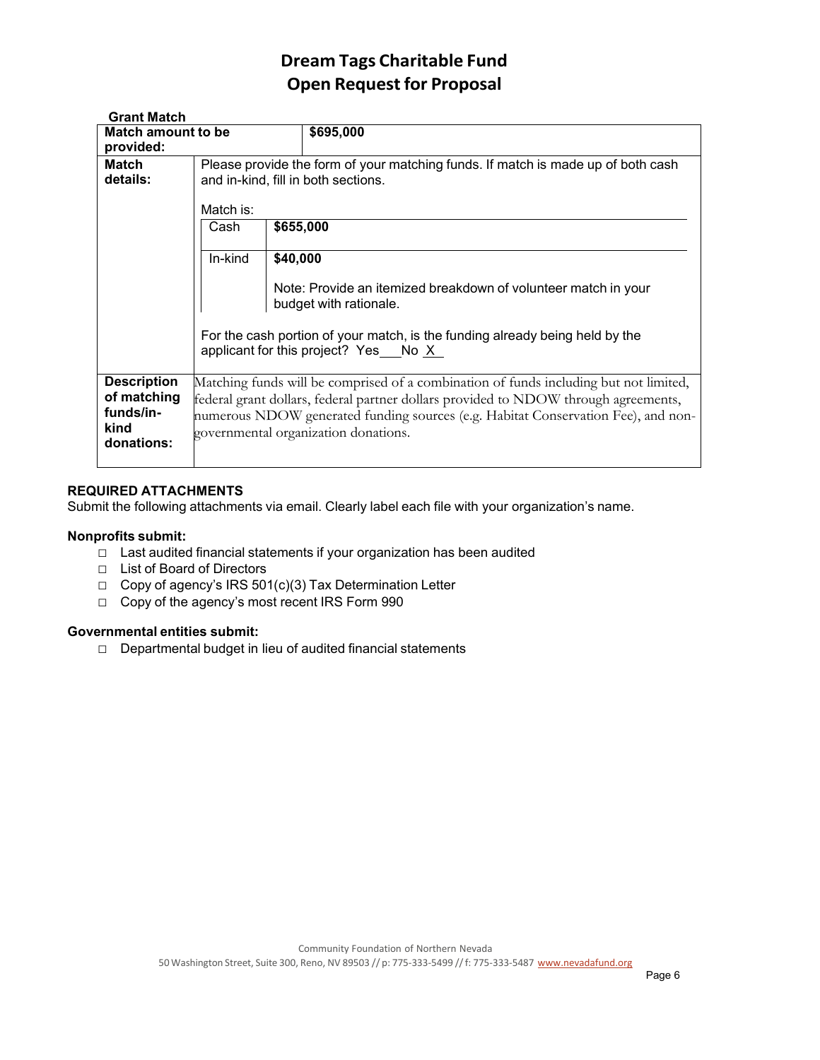# Dream Tags Charitable Fund
# Open Request for Proposal

**Grant Match**

| **Match amount to be provided:** | **$695,000** |
|---|---|
| **Match details:** | Please provide the form of your matching funds. If match is made up of both cash and in-kind, fill in both sections.<br><br>Match is:<br>Cash: **$655,000**<br>In-kind: **$40,000**<br>Note: Provide an itemized breakdown of volunteer match in your budget with rationale.<br><br>For the cash portion of your match, is the funding already being held by the applicant for this project? Yes___No _X_ |
| **Description of matching funds/in-kind donations:** | Matching funds will be comprised of a combination of funds including but not limited, federal grant dollars, federal partner dollars provided to NDOW through agreements, numerous NDOW generated funding sources (e.g. Habitat Conservation Fee), and non-governmental organization donations. |

**REQUIRED ATTACHMENTS**

Submit the following attachments via email. Clearly label each file with your organization's name.

**Nonprofits submit:**

- ☐ Last audited financial statements if your organization has been audited
- ☐ List of Board of Directors
- ☐ Copy of agency's IRS 501(c)(3) Tax Determination Letter
- ☐ Copy of the agency's most recent IRS Form 990

**Governmental entities submit:**

- ☐ Departmental budget in lieu of audited financial statements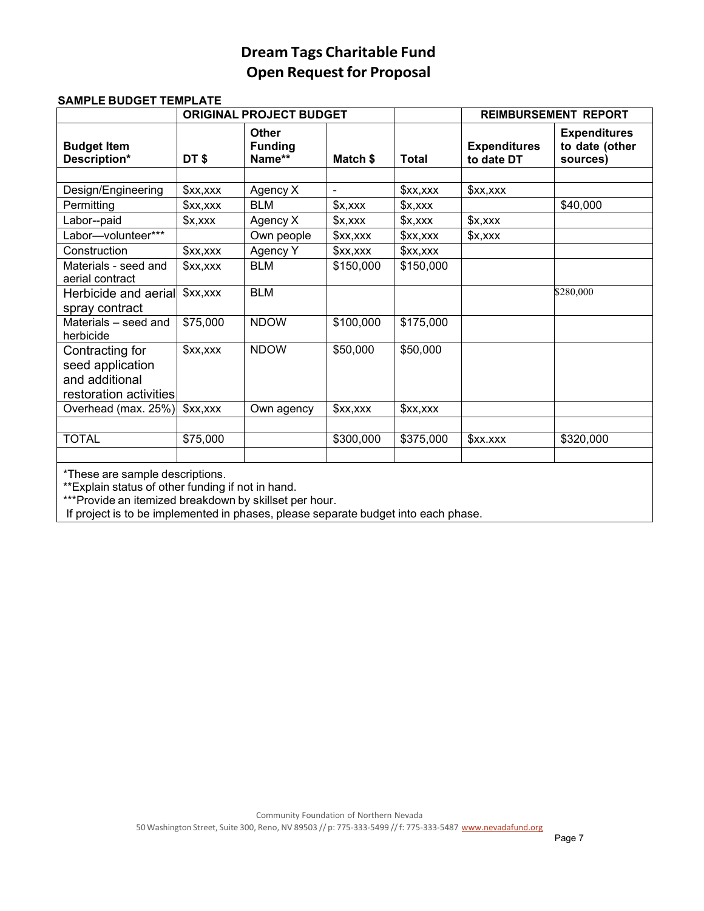# Dream Tags Charitable Fund
# Open Request for Proposal

**SAMPLE BUDGET TEMPLATE**

| | ORIGINAL PROJECT BUDGET | | | | REIMBURSEMENT REPORT | |
|---|---|---|---|---|---|---|
| **Budget Item Description*** | **DT $** | **Other Funding Name**** | **Match $** | **Total** | **Expenditures to date DT** | **Expenditures to date (other sources)** |
| | | | | | | |
| Design/Engineering | $xx,xxx | Agency X | - | $xx,xxx | $xx,xxx | |
| Permitting | $xx,xxx | BLM | $x,xxx | $x,xxx | | $40,000 |
| Labor--paid | $x,xxx | Agency X | $x,xxx | $x,xxx | $x,xxx | |
| Labor—volunteer*** | | Own people | $xx,xxx | $xx,xxx | $x,xxx | |
| Construction | $xx,xxx | Agency Y | $xx,xxx | $xx,xxx | | |
| Materials - seed and aerial contract | $xx,xxx | BLM | $150,000 | $150,000 | | |
| Herbicide and aerial spray contract | $xx,xxx | BLM | | | | $280,000 |
| Materials – seed and herbicide | $75,000 | NDOW | $100,000 | $175,000 | | |
| Contracting for seed application and additional restoration activities | $xx,xxx | NDOW | $50,000 | $50,000 | | |
| Overhead (max. 25%) | $xx,xxx | Own agency | $xx,xxx | $xx,xxx | | |
| | | | | | | |
| TOTAL | $75,000 | | $300,000 | $375,000 | $xx.xxx | $320,000 |
| | | | | | | |

*These are sample descriptions.
**Explain status of other funding if not in hand.
***Provide an itemized breakdown by skillset per hour.
If project is to be implemented in phases, please separate budget into each phase.

Community Foundation of Northern Nevada
50 Washington Street, Suite 300, Reno, NV 89503 // p: 775-333-5499 // f: 775-333-5487 www.nevadafund.org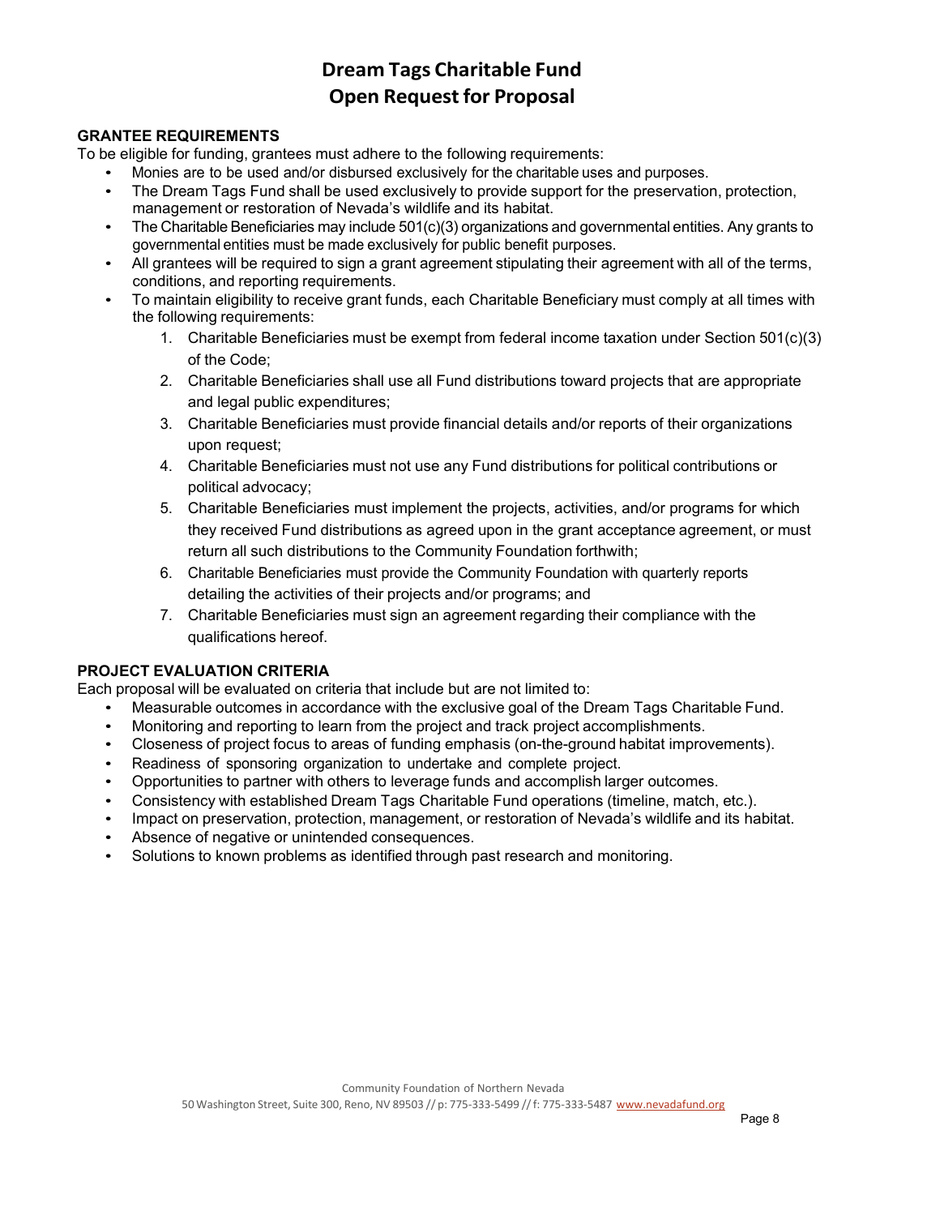# Dream Tags Charitable Fund
# Open Request for Proposal

### GRANTEE REQUIREMENTS

To be eligible for funding, grantees must adhere to the following requirements:

- Monies are to be used and/or disbursed exclusively for the charitable uses and purposes.
- The Dream Tags Fund shall be used exclusively to provide support for the preservation, protection, management or restoration of Nevada's wildlife and its habitat.
- The Charitable Beneficiaries may include 501(c)(3) organizations and governmental entities. Any grants to governmental entities must be made exclusively for public benefit purposes.
- All grantees will be required to sign a grant agreement stipulating their agreement with all of the terms, conditions, and reporting requirements.
- To maintain eligibility to receive grant funds, each Charitable Beneficiary must comply at all times with the following requirements:
  1. Charitable Beneficiaries must be exempt from federal income taxation under Section 501(c)(3) of the Code;
  2. Charitable Beneficiaries shall use all Fund distributions toward projects that are appropriate and legal public expenditures;
  3. Charitable Beneficiaries must provide financial details and/or reports of their organizations upon request;
  4. Charitable Beneficiaries must not use any Fund distributions for political contributions or political advocacy;
  5. Charitable Beneficiaries must implement the projects, activities, and/or programs for which they received Fund distributions as agreed upon in the grant acceptance agreement, or must return all such distributions to the Community Foundation forthwith;
  6. Charitable Beneficiaries must provide the Community Foundation with quarterly reports detailing the activities of their projects and/or programs; and
  7. Charitable Beneficiaries must sign an agreement regarding their compliance with the qualifications hereof.

### PROJECT EVALUATION CRITERIA

Each proposal will be evaluated on criteria that include but are not limited to:

- Measurable outcomes in accordance with the exclusive goal of the Dream Tags Charitable Fund.
- Monitoring and reporting to learn from the project and track project accomplishments.
- Closeness of project focus to areas of funding emphasis (on-the-ground habitat improvements).
- Readiness of sponsoring organization to undertake and complete project.
- Opportunities to partner with others to leverage funds and accomplish larger outcomes.
- Consistency with established Dream Tags Charitable Fund operations (timeline, match, etc.).
- Impact on preservation, protection, management, or restoration of Nevada's wildlife and its habitat.
- Absence of negative or unintended consequences.
- Solutions to known problems as identified through past research and monitoring.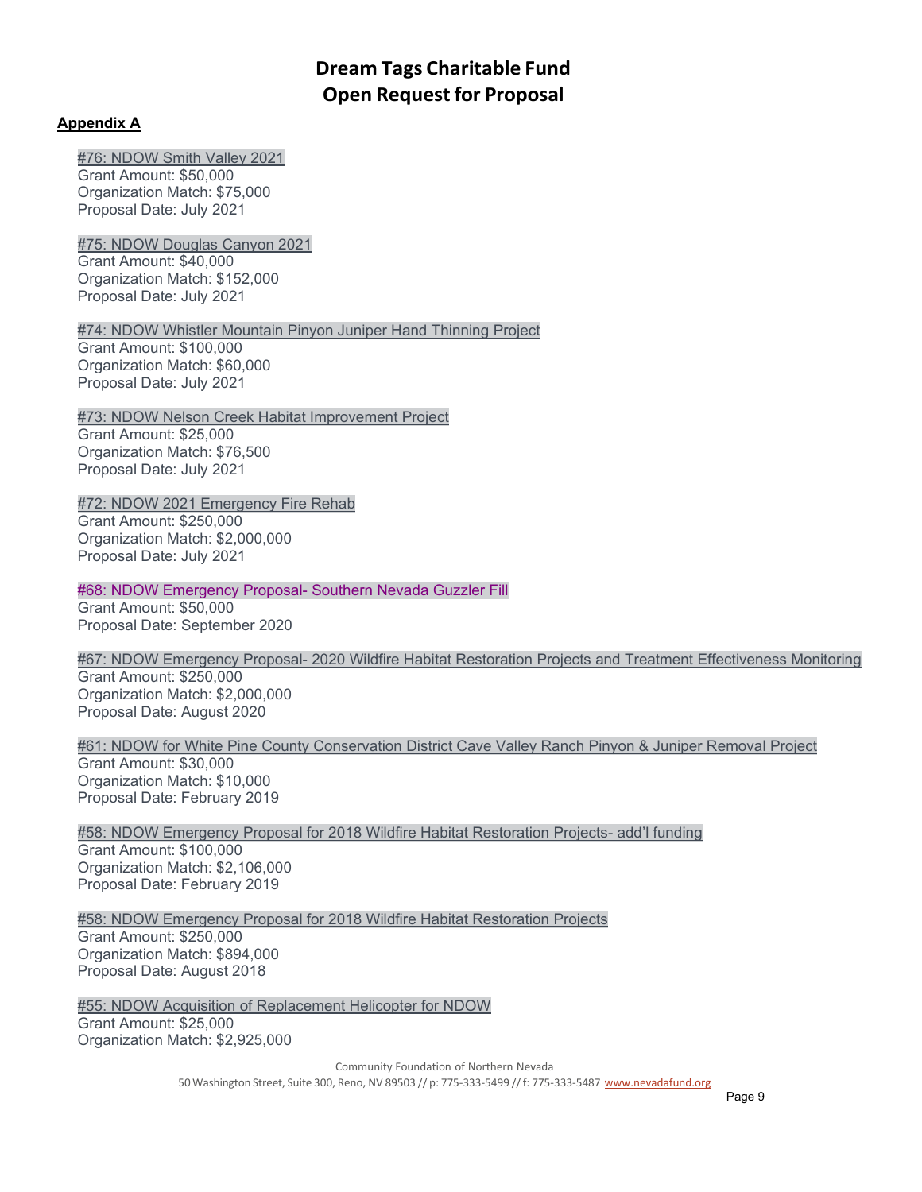# Dream Tags Charitable Fund
# Open Request for Proposal

**Appendix A**

#76: NDOW Smith Valley 2021
Grant Amount: $50,000
Organization Match: $75,000
Proposal Date: July 2021

#75: NDOW Douglas Canyon 2021
Grant Amount: $40,000
Organization Match: $152,000
Proposal Date: July 2021

#74: NDOW Whistler Mountain Pinyon Juniper Hand Thinning Project
Grant Amount: $100,000
Organization Match: $60,000
Proposal Date: July 2021

#73: NDOW Nelson Creek Habitat Improvement Project
Grant Amount: $25,000
Organization Match: $76,500
Proposal Date: July 2021

#72: NDOW 2021 Emergency Fire Rehab
Grant Amount: $250,000
Organization Match: $2,000,000
Proposal Date: July 2021

#68: NDOW Emergency Proposal- Southern Nevada Guzzler Fill
Grant Amount: $50,000
Proposal Date: September 2020

#67: NDOW Emergency Proposal- 2020 Wildfire Habitat Restoration Projects and Treatment Effectiveness Monitoring
Grant Amount: $250,000
Organization Match: $2,000,000
Proposal Date: August 2020

#61: NDOW for White Pine County Conservation District Cave Valley Ranch Pinyon & Juniper Removal Project
Grant Amount: $30,000
Organization Match: $10,000
Proposal Date: February 2019

#58: NDOW Emergency Proposal for 2018 Wildfire Habitat Restoration Projects- add'l funding
Grant Amount: $100,000
Organization Match: $2,106,000
Proposal Date: February 2019

#58: NDOW Emergency Proposal for 2018 Wildfire Habitat Restoration Projects
Grant Amount: $250,000
Organization Match: $894,000
Proposal Date: August 2018

#55: NDOW Acquisition of Replacement Helicopter for NDOW
Grant Amount: $25,000
Organization Match: $2,925,000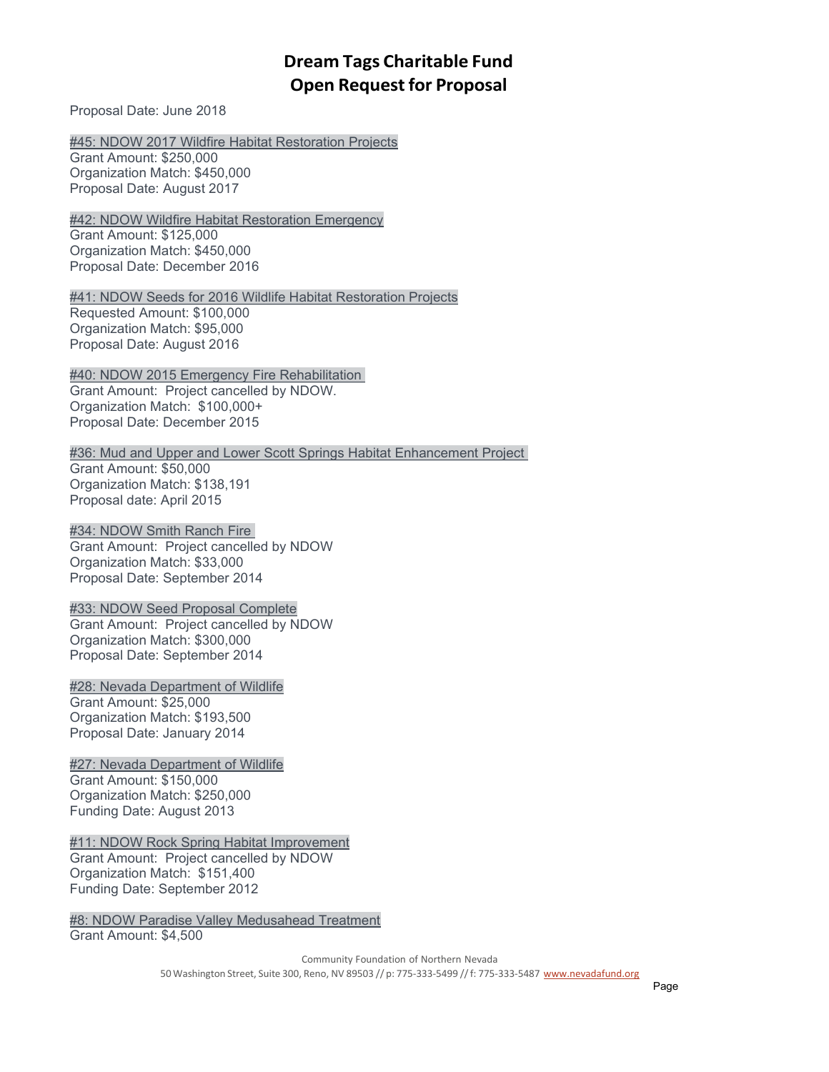# Dream Tags Charitable Fund
# Open Request for Proposal

Proposal Date: June 2018

#45: NDOW 2017 Wildfire Habitat Restoration Projects
Grant Amount: $250,000
Organization Match: $450,000
Proposal Date: August 2017

#42: NDOW Wildfire Habitat Restoration Emergency
Grant Amount: $125,000
Organization Match: $450,000
Proposal Date: December 2016

#41: NDOW Seeds for 2016 Wildlife Habitat Restoration Projects
Requested Amount: $100,000
Organization Match: $95,000
Proposal Date: August 2016

#40: NDOW 2015 Emergency Fire Rehabilitation
Grant Amount: Project cancelled by NDOW.
Organization Match: $100,000+
Proposal Date: December 2015

#36: Mud and Upper and Lower Scott Springs Habitat Enhancement Project
Grant Amount: $50,000
Organization Match: $138,191
Proposal date: April 2015

#34: NDOW Smith Ranch Fire
Grant Amount: Project cancelled by NDOW
Organization Match: $33,000
Proposal Date: September 2014

#33: NDOW Seed Proposal Complete
Grant Amount: Project cancelled by NDOW
Organization Match: $300,000
Proposal Date: September 2014

#28: Nevada Department of Wildlife
Grant Amount: $25,000
Organization Match: $193,500
Proposal Date: January 2014

#27: Nevada Department of Wildlife
Grant Amount: $150,000
Organization Match: $250,000
Funding Date: August 2013

#11: NDOW Rock Spring Habitat Improvement
Grant Amount: Project cancelled by NDOW
Organization Match: $151,400
Funding Date: September 2012

#8: NDOW Paradise Valley Medusahead Treatment
Grant Amount: $4,500

Community Foundation of Northern Nevada
50 Washington Street, Suite 300, Reno, NV 89503 // p: 775-333-5499 // f: 775-333-5487 www.nevadafund.org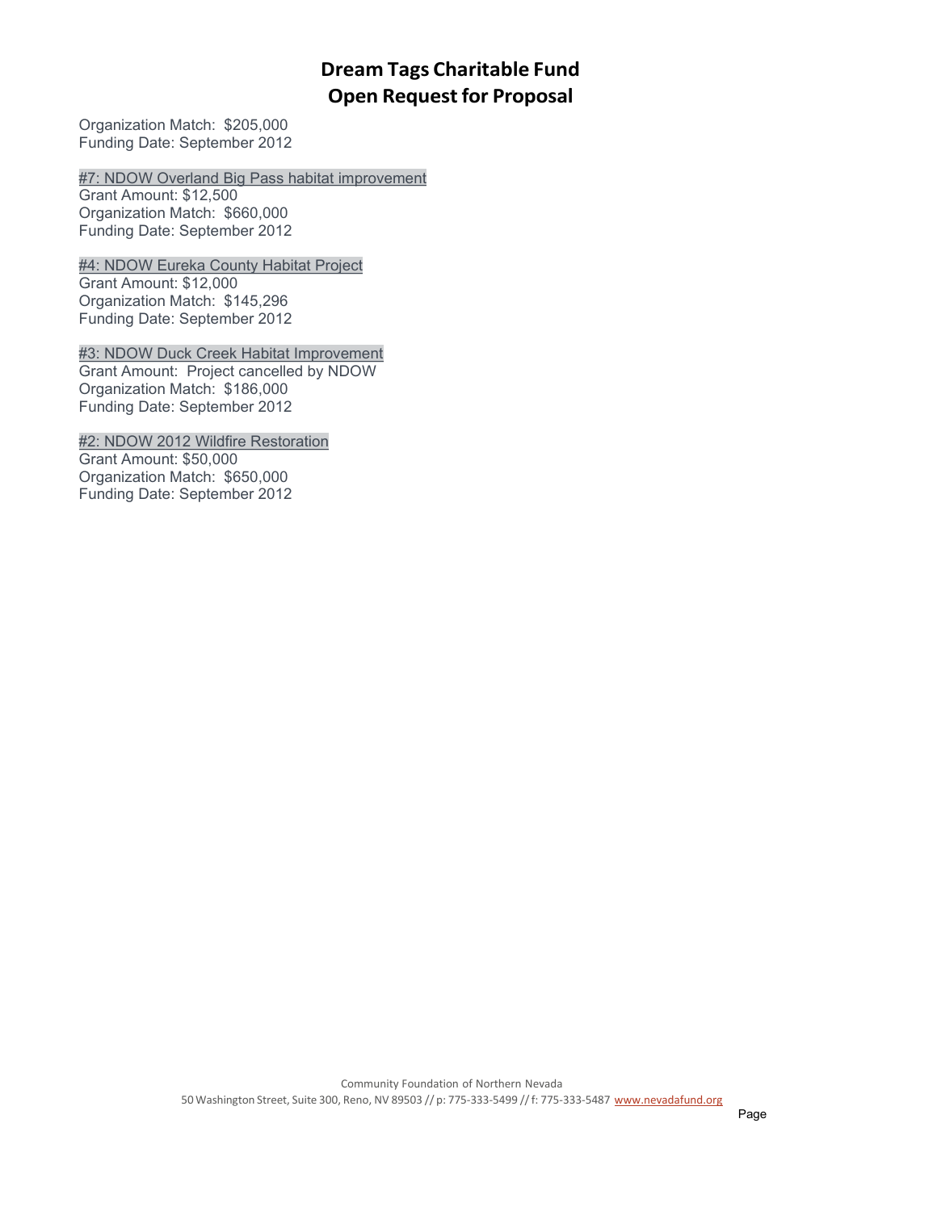Organization Match: $205,000
Funding Date: September 2012

#7: NDOW Overland Big Pass habitat improvement
Grant Amount: $12,500
Organization Match: $660,000
Funding Date: September 2012

#4: NDOW Eureka County Habitat Project
Grant Amount: $12,000
Organization Match: $145,296
Funding Date: September 2012

#3: NDOW Duck Creek Habitat Improvement
Grant Amount: Project cancelled by NDOW
Organization Match: $186,000
Funding Date: September 2012

#2: NDOW 2012 Wildfire Restoration
Grant Amount: $50,000
Organization Match: $650,000
Funding Date: September 2012